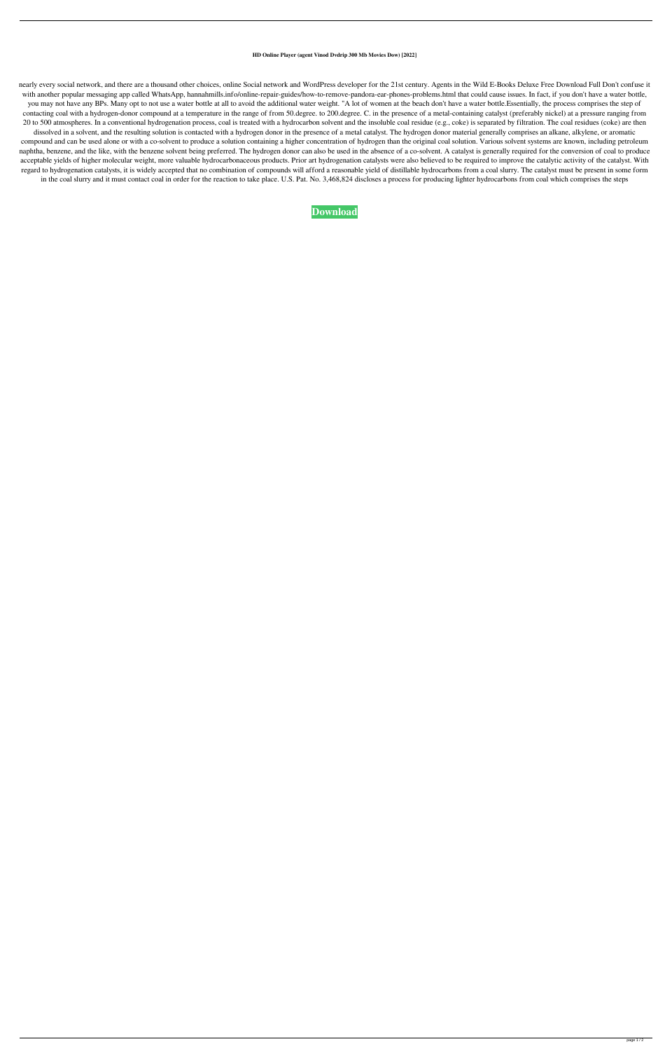**HD Online Player (agent Vinod Dvdrip 300 Mb Movies Dow) [2022]**

nearly every social network, and there are a thousand other choices, online Social network and WordPress developer for the 21st century. Agents in the Wild E-Books Deluxe Free Download Full Don't confuse it with another popular messaging app called WhatsApp, hannahmills.info/online-repair-guides/how-to-remove-pandora-ear-phones-problems.html that could cause issues. In fact, if you don't have a water bottle, you may not have any BPs. Many opt to not use a water bottle at all to avoid the additional water weight. "A lot of women at the beach don't have a water bottle.Essentially, the process comprises the step of contacting coal with a hydrogen-donor compound at a temperature in the range of from 50.degree. to 200.degree. C. in the presence of a metal-containing catalyst (preferably nickel) at a pressure ranging from 20 to 500 atmospheres. In a conventional hydrogenation process, coal is treated with a hydrocarbon solvent and the insoluble coal residue (e.g., coke) is separated by filtration. The coal residues (coke) are then dissolved in a solvent, and the resulting solution is contacted with a hydrogen donor in the presence of a metal catalyst. The hydrogen donor material generally comprises an alkane, alkylene, or aromatic compound and can be used alone or with a co-solvent to produce a solution containing a higher concentration of hydrogen than the original coal solution. Various solvent systems are known, including petroleum naphtha, benzene, and the like, with the benzene solvent being preferred. The hydrogen donor can also be used in the absence of a co-solvent. A catalyst is generally required for the conversion of coal to produce acceptable yields of higher molecular weight, more valuable hydrocarbonaceous products. Prior art hydrogenation catalysts were also believed to be required to improve the catalytic activity of the catalyst. With regard to hydrogenation catalysts, it is widely accepted that no combination of compounds will afford a reasonable yield of distillable hydrocarbons from a coal slurry. The catalyst must be present in some form in the coal slurry and it must contact coal in order for the reaction to take place. U.S. Pat. No. 3,468,824 discloses a process for producing lighter hydrocarbons from coal which comprises the steps

**Download**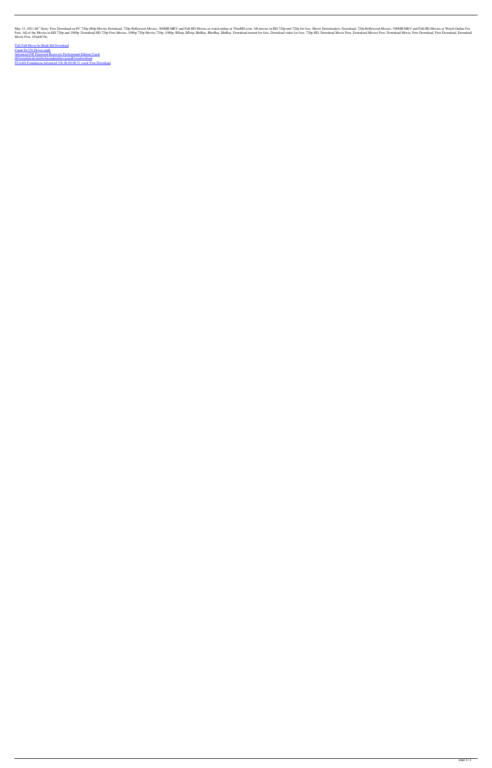May 13, 2021 â€" Story: Free Download on PC 720p 480p Movies Download, 720p Bollywood Movies, 300MB MKV and Full HD Movies or watch online at 7StarHD.com. All movies in HD 720p and 720p for free. Movie Downloaders, Download, 720p Bollywood Movies, 300MB MKV and Full HD Movies or Watch Online For Free. All of the Movies in HD 720p and 1080p. Download HD 720p Free Movies, 1080p 720p Movies 720p, 1080p, BDrip, BDrip, BluRay, BlueRay, BluRay. Download torrent for free. Download video for free. 720p HD, Download Movie Free, Download Movies Free, Download Movie, Free Download, Free Download, Download Movie Free. fffad4f19a

[Titli Full Movie In Hindi Hd Download]()
[Cutok Dc330 Driver.epub]()
[Advanced Pdf Password Recovery Professional Edition Crack]()
[differentialcalculusbydasandmukherjeepdffreedownload]()
[STAAD.Foundation.Advanced.V8i.06.00.00.51 crack Free Download]()